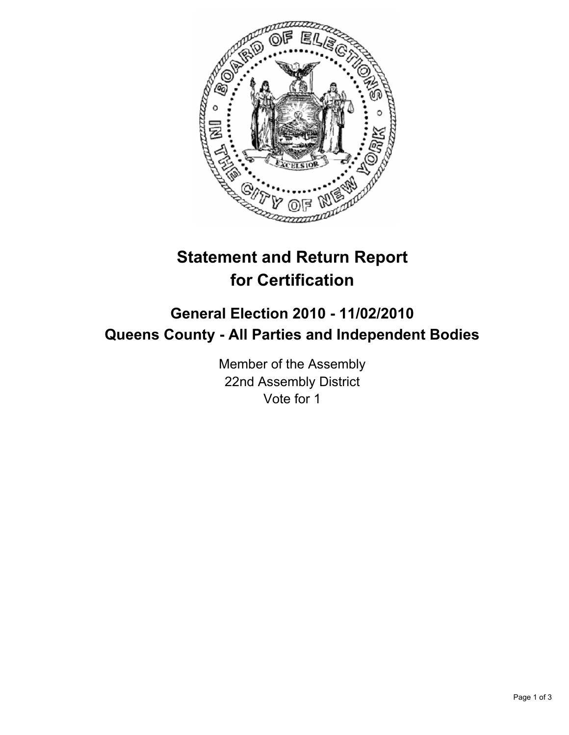# Statement and Return Report for Certification

## General Election 2010 - 11/02/2010
## Queens County - All Parties and Independent Bodies

Member of the Assembly
22nd Assembly District
Vote for 1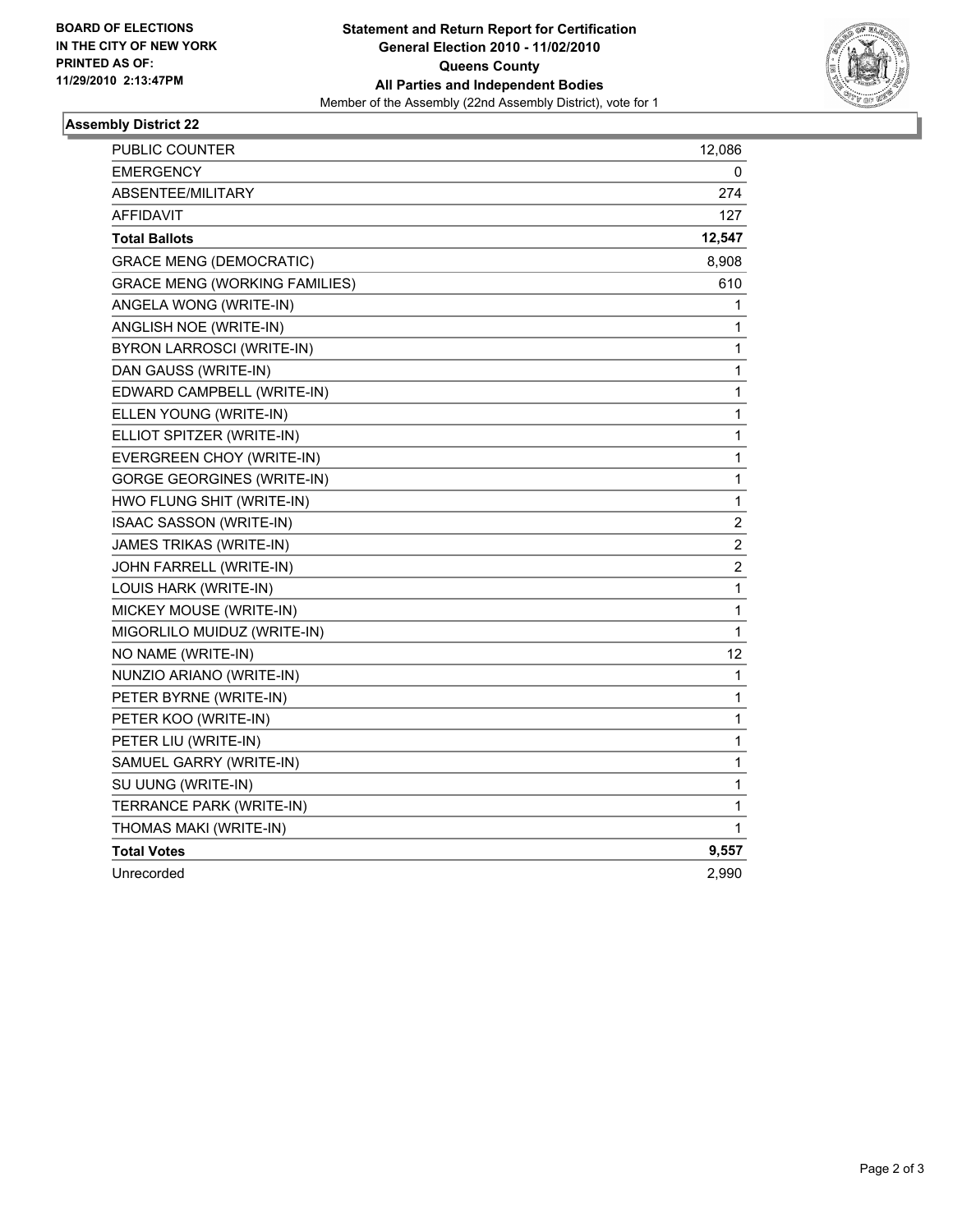**BOARD OF ELECTIONS IN THE CITY OF NEW YORK PRINTED AS OF: 11/29/2010 2:13:47PM**

**Statement and Return Report for Certification**
**General Election 2010 - 11/02/2010**
**Queens County**
**All Parties and Independent Bodies**
Member of the Assembly (22nd Assembly District), vote for 1

### Assembly District 22

| | |
|---|---|
| PUBLIC COUNTER | 12,086 |
| EMERGENCY | 0 |
| ABSENTEE/MILITARY | 274 |
| AFFIDAVIT | 127 |
| **Total Ballots** | **12,547** |
| GRACE MENG (DEMOCRATIC) | 8,908 |
| GRACE MENG (WORKING FAMILIES) | 610 |
| ANGELA WONG (WRITE-IN) | 1 |
| ANGLISH NOE (WRITE-IN) | 1 |
| BYRON LARROSCI (WRITE-IN) | 1 |
| DAN GAUSS (WRITE-IN) | 1 |
| EDWARD CAMPBELL (WRITE-IN) | 1 |
| ELLEN YOUNG (WRITE-IN) | 1 |
| ELLIOT SPITZER (WRITE-IN) | 1 |
| EVERGREEN CHOY (WRITE-IN) | 1 |
| GORGE GEORGINES (WRITE-IN) | 1 |
| HWO FLUNG SHIT (WRITE-IN) | 1 |
| ISAAC SASSON (WRITE-IN) | 2 |
| JAMES TRIKAS (WRITE-IN) | 2 |
| JOHN FARRELL (WRITE-IN) | 2 |
| LOUIS HARK (WRITE-IN) | 1 |
| MICKEY MOUSE (WRITE-IN) | 1 |
| MIGORLILO MUIDUZ (WRITE-IN) | 1 |
| NO NAME (WRITE-IN) | 12 |
| NUNZIO ARIANO (WRITE-IN) | 1 |
| PETER BYRNE (WRITE-IN) | 1 |
| PETER KOO (WRITE-IN) | 1 |
| PETER LIU (WRITE-IN) | 1 |
| SAMUEL GARRY (WRITE-IN) | 1 |
| SU UUNG (WRITE-IN) | 1 |
| TERRANCE PARK (WRITE-IN) | 1 |
| THOMAS MAKI (WRITE-IN) | 1 |
| **Total Votes** | **9,557** |
| Unrecorded | 2,990 |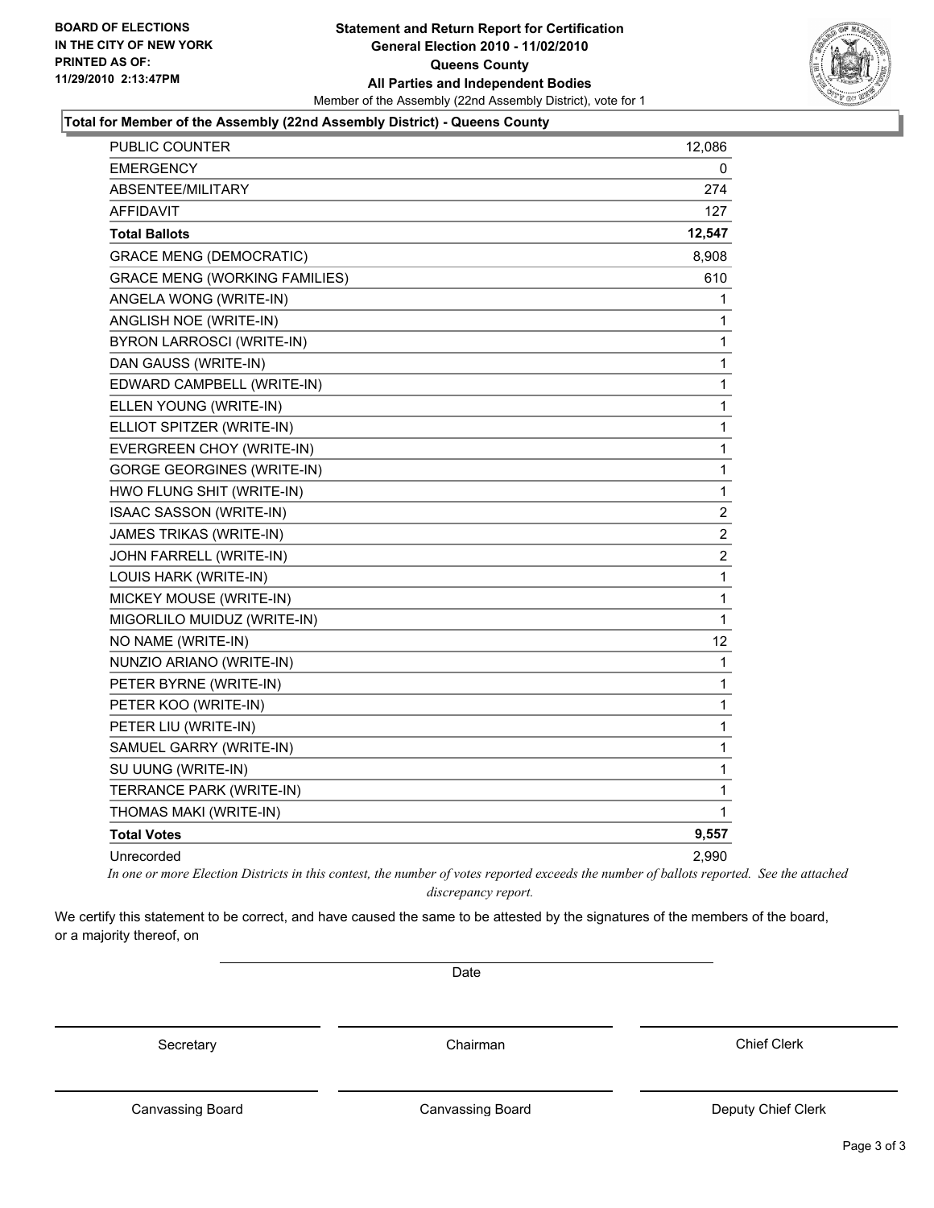**BOARD OF ELECTIONS IN THE CITY OF NEW YORK PRINTED AS OF: 11/29/2010 2:13:47PM**

**Statement and Return Report for Certification**
**General Election 2010 - 11/02/2010**
**Queens County**
**All Parties and Independent Bodies**
Member of the Assembly (22nd Assembly District), vote for 1

**Total for Member of the Assembly (22nd Assembly District) - Queens County**

| | |
|---|---|
| PUBLIC COUNTER | 12,086 |
| EMERGENCY | 0 |
| ABSENTEE/MILITARY | 274 |
| AFFIDAVIT | 127 |
| **Total Ballots** | **12,547** |
| GRACE MENG (DEMOCRATIC) | 8,908 |
| GRACE MENG (WORKING FAMILIES) | 610 |
| ANGELA WONG (WRITE-IN) | 1 |
| ANGLISH NOE (WRITE-IN) | 1 |
| BYRON LARROSCI (WRITE-IN) | 1 |
| DAN GAUSS (WRITE-IN) | 1 |
| EDWARD CAMPBELL (WRITE-IN) | 1 |
| ELLEN YOUNG (WRITE-IN) | 1 |
| ELLIOT SPITZER (WRITE-IN) | 1 |
| EVERGREEN CHOY (WRITE-IN) | 1 |
| GORGE GEORGINES (WRITE-IN) | 1 |
| HWO FLUNG SHIT (WRITE-IN) | 1 |
| ISAAC SASSON (WRITE-IN) | 2 |
| JAMES TRIKAS (WRITE-IN) | 2 |
| JOHN FARRELL (WRITE-IN) | 2 |
| LOUIS HARK (WRITE-IN) | 1 |
| MICKEY MOUSE (WRITE-IN) | 1 |
| MIGORLILO MUIDUZ (WRITE-IN) | 1 |
| NO NAME (WRITE-IN) | 12 |
| NUNZIO ARIANO (WRITE-IN) | 1 |
| PETER BYRNE (WRITE-IN) | 1 |
| PETER KOO (WRITE-IN) | 1 |
| PETER LIU (WRITE-IN) | 1 |
| SAMUEL GARRY (WRITE-IN) | 1 |
| SU UUNG (WRITE-IN) | 1 |
| TERRANCE PARK (WRITE-IN) | 1 |
| THOMAS MAKI (WRITE-IN) | 1 |
| **Total Votes** | **9,557** |
| Unrecorded | 2,990 |

*In one or more Election Districts in this contest, the number of votes reported exceeds the number of ballots reported. See the attached discrepancy report.*

We certify this statement to be correct, and have caused the same to be attested by the signatures of the members of the board, or a majority thereof, on

Date

Secretary | Chairman | Chief Clerk

Canvassing Board | Canvassing Board | Deputy Chief Clerk